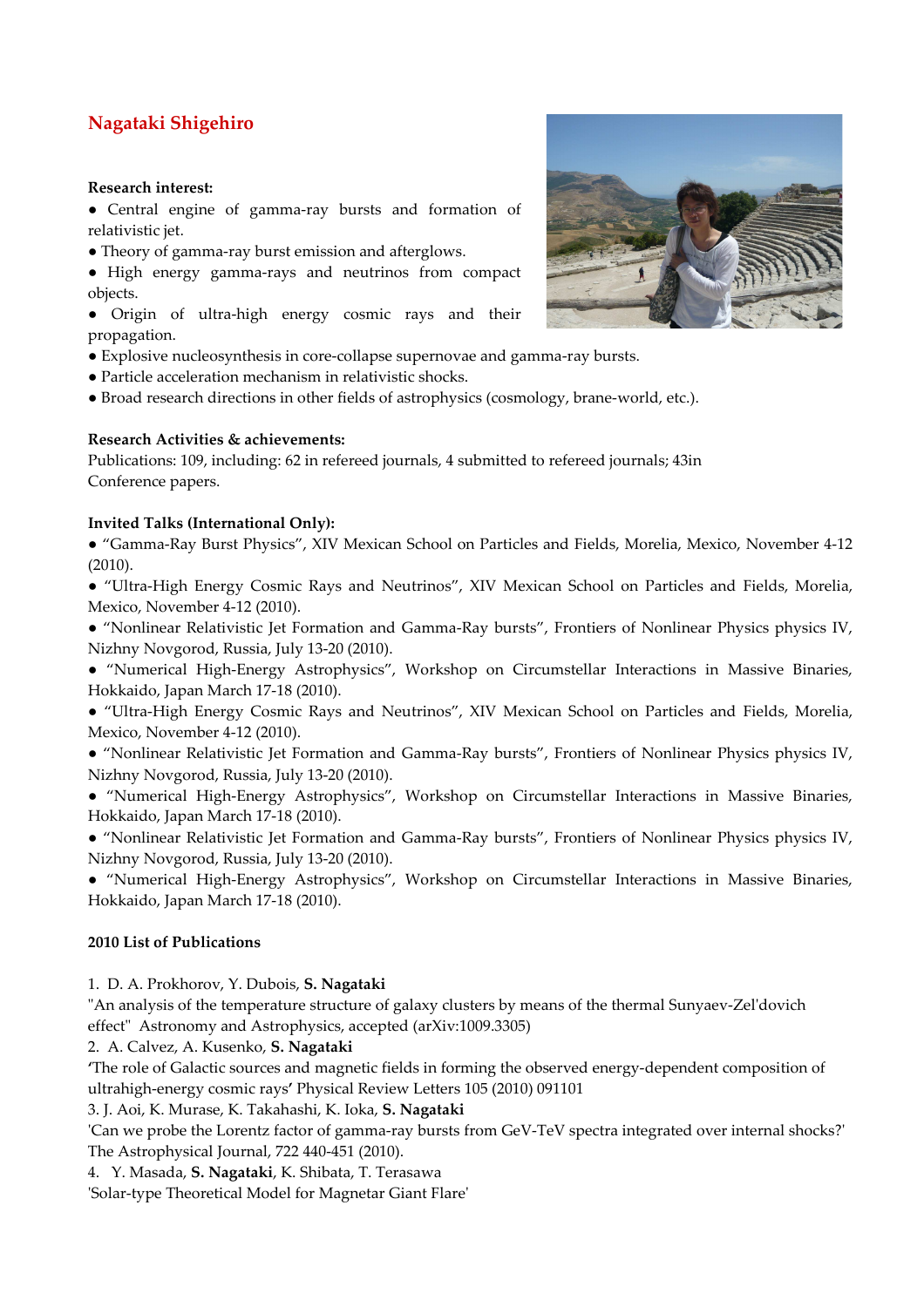# Nagataki Shigehiro

**Research interest:**

- Central engine of gamma-ray bursts and formation of relativistic jet.
- Theory of gamma-ray burst emission and afterglows.
- High energy gamma-rays and neutrinos from compact objects.
- Origin of ultra-high energy cosmic rays and their propagation.
- Explosive nucleosynthesis in core-collapse supernovae and gamma-ray bursts.
- Particle acceleration mechanism in relativistic shocks.
- Broad research directions in other fields of astrophysics (cosmology, brane-world, etc.).

**Research Activities & achievements:**

Publications: 109, including: 62 in refereed journals, 4 submitted to refereed journals; 43in Conference papers.

**Invited Talks (International Only):**

- "Gamma-Ray Burst Physics", XIV Mexican School on Particles and Fields, Morelia, Mexico, November 4-12 (2010).
- "Ultra-High Energy Cosmic Rays and Neutrinos", XIV Mexican School on Particles and Fields, Morelia, Mexico, November 4-12 (2010).
- "Nonlinear Relativistic Jet Formation and Gamma-Ray bursts", Frontiers of Nonlinear Physics physics IV, Nizhny Novgorod, Russia, July 13-20 (2010).
- "Numerical High-Energy Astrophysics", Workshop on Circumstellar Interactions in Massive Binaries, Hokkaido, Japan March 17-18 (2010).
- "Ultra-High Energy Cosmic Rays and Neutrinos", XIV Mexican School on Particles and Fields, Morelia, Mexico, November 4-12 (2010).
- "Nonlinear Relativistic Jet Formation and Gamma-Ray bursts", Frontiers of Nonlinear Physics physics IV, Nizhny Novgorod, Russia, July 13-20 (2010).
- "Numerical High-Energy Astrophysics", Workshop on Circumstellar Interactions in Massive Binaries, Hokkaido, Japan March 17-18 (2010).
- "Nonlinear Relativistic Jet Formation and Gamma-Ray bursts", Frontiers of Nonlinear Physics physics IV, Nizhny Novgorod, Russia, July 13-20 (2010).
- "Numerical High-Energy Astrophysics", Workshop on Circumstellar Interactions in Massive Binaries, Hokkaido, Japan March 17-18 (2010).

**2010 List of Publications**

1. D. A. Prokhorov, Y. Dubois, **S. Nagataki**
"An analysis of the temperature structure of galaxy clusters by means of the thermal Sunyaev-Zel'dovich effect" Astronomy and Astrophysics, accepted (arXiv:1009.3305)
2. A. Calvez, A. Kusenko, **S. Nagataki**
'The role of Galactic sources and magnetic fields in forming the observed energy-dependent composition of ultrahigh-energy cosmic rays' Physical Review Letters 105 (2010) 091101
3. J. Aoi, K. Murase, K. Takahashi, K. Ioka, **S. Nagataki**
'Can we probe the Lorentz factor of gamma-ray bursts from GeV-TeV spectra integrated over internal shocks?' The Astrophysical Journal, 722 440-451 (2010).
4. Y. Masada, **S. Nagataki**, K. Shibata, T. Terasawa
'Solar-type Theoretical Model for Magnetar Giant Flare'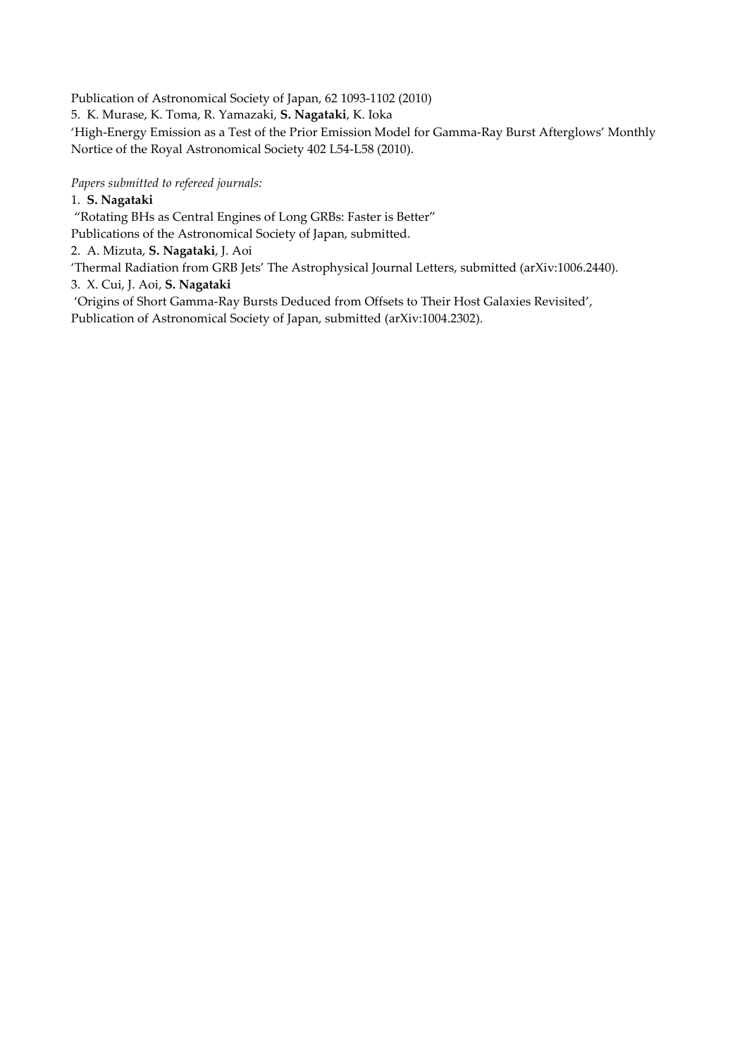Publication of Astronomical Society of Japan, 62 1093-1102 (2010)

5. K. Murase, K. Toma, R. Yamazaki, **S. Nagataki**, K. Ioka
'High-Energy Emission as a Test of the Prior Emission Model for Gamma-Ray Burst Afterglows' Monthly Nortice of the Royal Astronomical Society 402 L54-L58 (2010).

*Papers submitted to refereed journals:*

1. **S. Nagataki**
"Rotating BHs as Central Engines of Long GRBs: Faster is Better"
Publications of the Astronomical Society of Japan, submitted.
2. A. Mizuta, **S. Nagataki**, J. Aoi
'Thermal Radiation from GRB Jets' The Astrophysical Journal Letters, submitted (arXiv:1006.2440).
3. X. Cui, J. Aoi, **S. Nagataki**
'Origins of Short Gamma-Ray Bursts Deduced from Offsets to Their Host Galaxies Revisited',
Publication of Astronomical Society of Japan, submitted (arXiv:1004.2302).